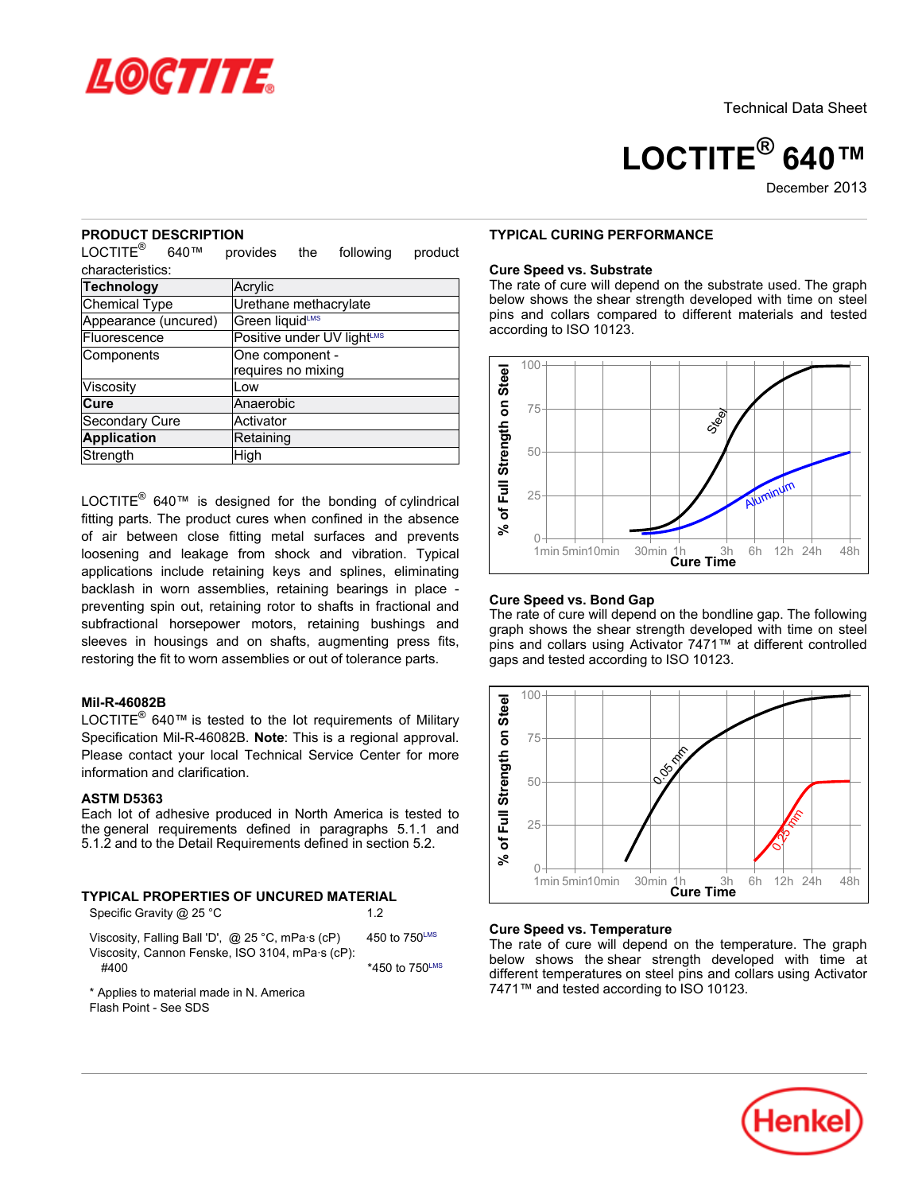Technical Data Sheet

# LOCTITE® 640™

December 2013

## PRODUCT DESCRIPTION

LOCTITE® 640™ provides the following product characteristics:

| **Technology** | Acrylic |
|---|---|
| Chemical Type | Urethane methacrylate |
| Appearance (uncured) | Green liquid[LMS] |
| Fluorescence | Positive under UV light[LMS] |
| Components | One component - requires no mixing |
| Viscosity | Low |
| **Cure** | Anaerobic |
| Secondary Cure | Activator |
| **Application** | Retaining |
| Strength | High |

LOCTITE® 640™ is designed for the bonding of cylindrical fitting parts. The product cures when confined in the absence of air between close fitting metal surfaces and prevents loosening and leakage from shock and vibration. Typical applications include retaining keys and splines, eliminating backlash in worn assemblies, retaining bearings in place - preventing spin out, retaining rotor to shafts in fractional and subfractional horsepower motors, retaining bushings and sleeves in housings and on shafts, augmenting press fits, restoring the fit to worn assemblies or out of tolerance parts.

### Mil-R-46082B

LOCTITE® 640™ is tested to the lot requirements of Military Specification Mil-R-46082B. **Note**: This is a regional approval. Please contact your local Technical Service Center for more information and clarification.

### ASTM D5363

Each lot of adhesive produced in North America is tested to the general requirements defined in paragraphs 5.1.1 and 5.1.2 and to the Detail Requirements defined in section 5.2.

## TYPICAL PROPERTIES OF UNCURED MATERIAL

| | |
|---|---|
| Specific Gravity @ 25 °C | 1.2 |
| Viscosity, Falling Ball 'D', @ 25 °C, mPa·s (cP) | 450 to 750[LMS] |
| Viscosity, Cannon Fenske, ISO 3104, mPa·s (cP): #400 | *450 to 750[LMS] |

\* Applies to material made in N. America

Flash Point - See SDS

## TYPICAL CURING PERFORMANCE

### Cure Speed vs. Substrate

The rate of cure will depend on the substrate used. The graph below shows the shear strength developed with time on steel pins and collars compared to different materials and tested according to ISO 10123.

### Cure Speed vs. Bond Gap

The rate of cure will depend on the bondline gap. The following graph shows the shear strength developed with time on steel pins and collars using Activator 7471™ at different controlled gaps and tested according to ISO 10123.

### Cure Speed vs. Temperature

The rate of cure will depend on the temperature. The graph below shows the shear strength developed with time at different temperatures on steel pins and collars using Activator 7471™ and tested according to ISO 10123.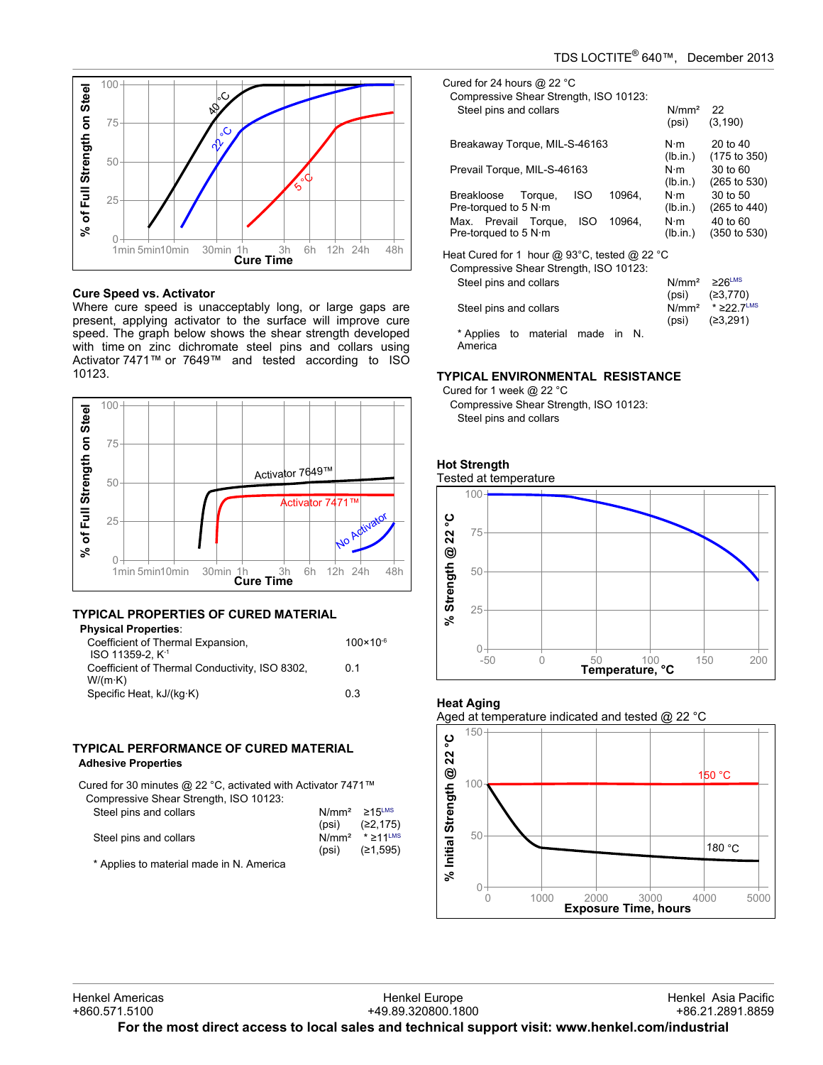### Cure Speed vs. Activator

Where cure speed is unacceptably long, or large gaps are present, applying activator to the surface will improve cure speed. The graph below shows the shear strength developed with time on zinc dichromate steel pins and collars using Activator 7471™ or 7649™ and tested according to ISO 10123.

## TYPICAL PROPERTIES OF CURED MATERIAL

**Physical Properties**:

| | |
|---|---|
| Coefficient of Thermal Expansion, ISO 11359-2, $K^{-1}$ | $100 \times 10^{-6}$ |
| Coefficient of Thermal Conductivity, ISO 8302, W/(m·K) | 0.1 |
| Specific Heat, kJ/(kg·K) | 0.3 |

## TYPICAL PERFORMANCE OF CURED MATERIAL

**Adhesive Properties**

Cured for 30 minutes @ 22 °C, activated with Activator 7471™

Compressive Shear Strength, ISO 10123:

| | | |
|---|---|---|
| Steel pins and collars | N/mm² | ≥15LMS |
| | (psi) | (≥2,175) |
| Steel pins and collars | N/mm² | * ≥11LMS |
| | (psi) | (≥1,595) |

* Applies to material made in N. America

Cured for 24 hours @ 22 °C

Compressive Shear Strength, ISO 10123:

| | | |
|---|---|---|
| Steel pins and collars | N/mm² | 22 |
| | (psi) | (3,190) |
| Breakaway Torque, MIL-S-46163 | N·m | 20 to 40 |
| | (lb.in.) | (175 to 350) |
| Prevail Torque, MIL-S-46163 | N·m | 30 to 60 |
| | (lb.in.) | (265 to 530) |
| Breakloose Torque, ISO 10964, Pre-torqued to 5 N·m | N·m | 30 to 50 |
| | (lb.in.) | (265 to 440) |
| Max. Prevail Torque, ISO 10964, Pre-torqued to 5 N·m | N·m | 40 to 60 |
| | (lb.in.) | (350 to 530) |

Heat Cured for 1 hour @ 93°C, tested @ 22 °C

Compressive Shear Strength, ISO 10123:

| | | |
|---|---|---|
| Steel pins and collars | N/mm² | ≥26LMS |
| | (psi) | (≥3,770) |
| Steel pins and collars | N/mm² | * ≥22.7LMS |
| | (psi) | (≥3,291) |

* Applies to material made in N. America

## TYPICAL ENVIRONMENTAL RESISTANCE

Cured for 1 week @ 22 °C

Compressive Shear Strength, ISO 10123:

Steel pins and collars

### Hot Strength

Tested at temperature

### Heat Aging

Aged at temperature indicated and tested @ 22 °C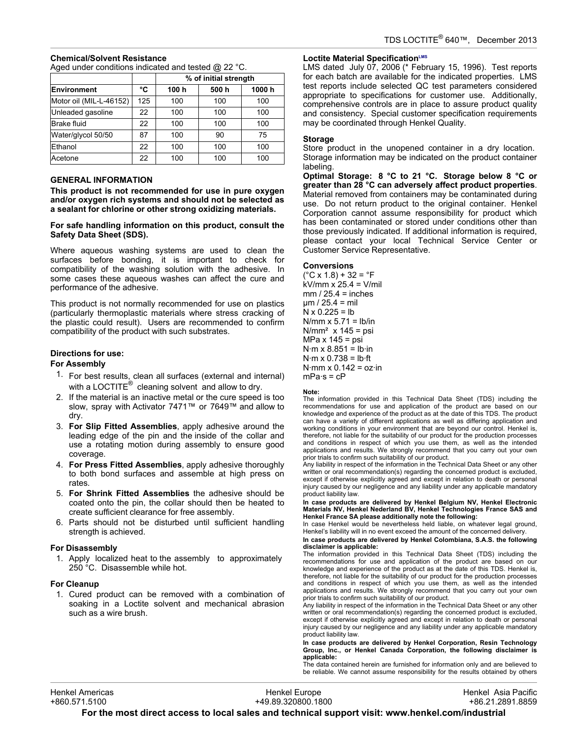### Chemical/Solvent Resistance

Aged under conditions indicated and tested @ 22 °C.

| | | % of initial strength | | |
|---|---|---|---|---|
| **Environment** | **°C** | **100 h** | **500 h** | **1000 h** |
| Motor oil (MIL-L-46152) | 125 | 100 | 100 | 100 |
| Unleaded gasoline | 22 | 100 | 100 | 100 |
| Brake fluid | 22 | 100 | 100 | 100 |
| Water/glycol 50/50 | 87 | 100 | 90 | 75 |
| Ethanol | 22 | 100 | 100 | 100 |
| Acetone | 22 | 100 | 100 | 100 |

## GENERAL INFORMATION

**This product is not recommended for use in pure oxygen and/or oxygen rich systems and should not be selected as a sealant for chlorine or other strong oxidizing materials.**

**For safe handling information on this product, consult the Safety Data Sheet (SDS).**

Where aqueous washing systems are used to clean the surfaces before bonding, it is important to check for compatibility of the washing solution with the adhesive. In some cases these aqueous washes can affect the cure and performance of the adhesive.

This product is not normally recommended for use on plastics (particularly thermoplastic materials where stress cracking of the plastic could result). Users are recommended to confirm compatibility of the product with such substrates.

### Directions for use:

#### For Assembly

1. For best results, clean all surfaces (external and internal) with a LOCTITE® cleaning solvent and allow to dry.
2. If the material is an inactive metal or the cure speed is too slow, spray with Activator 7471™ or 7649™ and allow to dry.
3. **For Slip Fitted Assemblies**, apply adhesive around the leading edge of the pin and the inside of the collar and use a rotating motion during assembly to ensure good coverage.
4. **For Press Fitted Assemblies**, apply adhesive thoroughly to both bond surfaces and assemble at high press on rates.
5. **For Shrink Fitted Assemblies** the adhesive should be coated onto the pin, the collar should then be heated to create sufficient clearance for free assembly.
6. Parts should not be disturbed until sufficient handling strength is achieved.

#### For Disassembly

1. Apply localized heat to the assembly to approximately 250 °C. Disassemble while hot.

#### For Cleanup

1. Cured product can be removed with a combination of soaking in a Loctite solvent and mechanical abrasion such as a wire brush.

### Loctite Material Specification[LMS]

LMS dated July 07, 2006 (* February 15, 1996). Test reports for each batch are available for the indicated properties. LMS test reports include selected QC test parameters considered appropriate to specifications for customer use. Additionally, comprehensive controls are in place to assure product quality and consistency. Special customer specification requirements may be coordinated through Henkel Quality.

### Storage

Store product in the unopened container in a dry location. Storage information may be indicated on the product container labeling.

**Optimal Storage: 8 °C to 21 °C. Storage below 8 °C or greater than 28 °C can adversely affect product properties**. Material removed from containers may be contaminated during use. Do not return product to the original container. Henkel Corporation cannot assume responsibility for product which has been contaminated or stored under conditions other than those previously indicated. If additional information is required, please contact your local Technical Service Center or Customer Service Representative.

### Conversions

(°C x 1.8) + 32 = °F
kV/mm x 25.4 = V/mil
mm / 25.4 = inches
µm / 25.4 = mil
N x 0.225 = lb
N/mm x 5.71 = lb/in
N/mm² x 145 = psi
MPa x 145 = psi
N·m x 8.851 = lb·in
N·m x 0.738 = lb·ft
N·mm x 0.142 = oz·in
mPa·s = cP

**Note:**
The information provided in this Technical Data Sheet (TDS) including the recommendations for use and application of the product are based on our knowledge and experience of the product as at the date of this TDS. The product can have a variety of different applications as well as differing application and working conditions in your environment that are beyond our control. Henkel is, therefore, not liable for the suitability of our product for the production processes and conditions in respect of which you use them, as well as the intended applications and results. We strongly recommend that you carry out your own prior trials to confirm such suitability of our product.
Any liability in respect of the information in the Technical Data Sheet or any other written or oral recommendation(s) regarding the concerned product is excluded, except if otherwise explicitly agreed and except in relation to death or personal injury caused by our negligence and any liability under any applicable mandatory product liability law.

**In case products are delivered by Henkel Belgium NV, Henkel Electronic Materials NV, Henkel Nederland BV, Henkel Technologies France SAS and Henkel France SA please additionally note the following:**
In case Henkel would be nevertheless held liable, on whatever legal ground, Henkel's liability will in no event exceed the amount of the concerned delivery.

**In case products are delivered by Henkel Colombiana, S.A.S. the following disclaimer is applicable:**
The information provided in this Technical Data Sheet (TDS) including the recommendations for use and application of the product are based on our knowledge and experience of the product as at the date of this TDS. Henkel is, therefore, not liable for the suitability of our product for the production processes and conditions in respect of which you use them, as well as the intended applications and results. We strongly recommend that you carry out your own prior trials to confirm such suitability of our product.
Any liability in respect of the information in the Technical Data Sheet or any other written or oral recommendation(s) regarding the concerned product is excluded, except if otherwise explicitly agreed and except in relation to death or personal injury caused by our negligence and any liability under any applicable mandatory product liability law.

**In case products are delivered by Henkel Corporation, Resin Technology Group, Inc., or Henkel Canada Corporation, the following disclaimer is applicable:**
The data contained herein are furnished for information only and are believed to be reliable. We cannot assume responsibility for the results obtained by others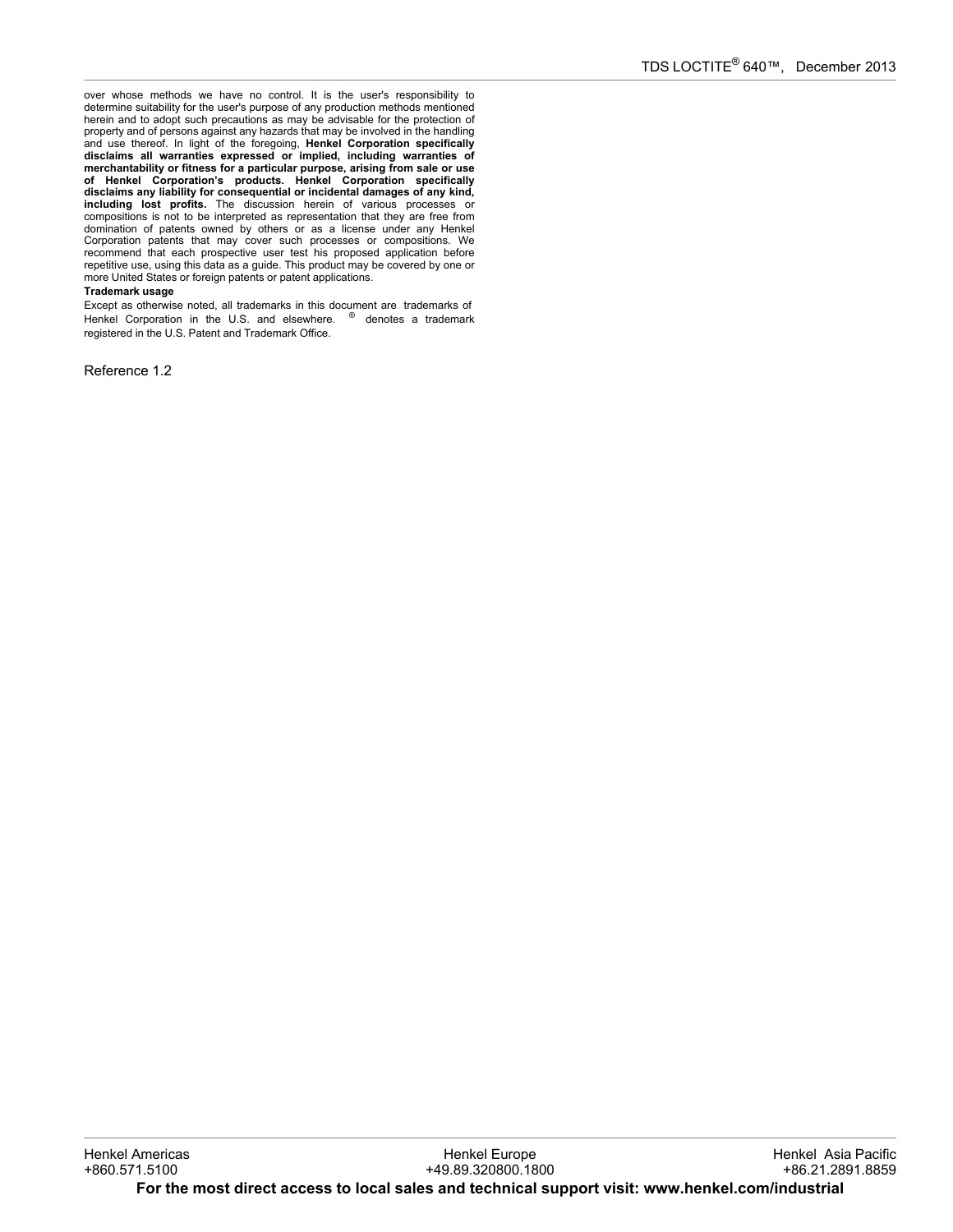over whose methods we have no control. It is the user's responsibility to determine suitability for the user's purpose of any production methods mentioned herein and to adopt such precautions as may be advisable for the protection of property and of persons against any hazards that may be involved in the handling and use thereof. In light of the foregoing, **Henkel Corporation specifically disclaims all warranties expressed or implied, including warranties of merchantability or fitness for a particular purpose, arising from sale or use of Henkel Corporation's products. Henkel Corporation specifically disclaims any liability for consequential or incidental damages of any kind, including lost profits.** The discussion herein of various processes or compositions is not to be interpreted as representation that they are free from domination of patents owned by others or as a license under any Henkel Corporation patents that may cover such processes or compositions. We recommend that each prospective user test his proposed application before repetitive use, using this data as a guide. This product may be covered by one or more United States or foreign patents or patent applications.

**Trademark usage**

Except as otherwise noted, all trademarks in this document are trademarks of Henkel Corporation in the U.S. and elsewhere. ® denotes a trademark registered in the U.S. Patent and Trademark Office.

Reference 1.2

Henkel Americas
+860.571.5100

Henkel Europe
+49.89.320800.1800

Henkel Asia Pacific
+86.21.2891.8859

**For the most direct access to local sales and technical support visit: www.henkel.com/industrial**